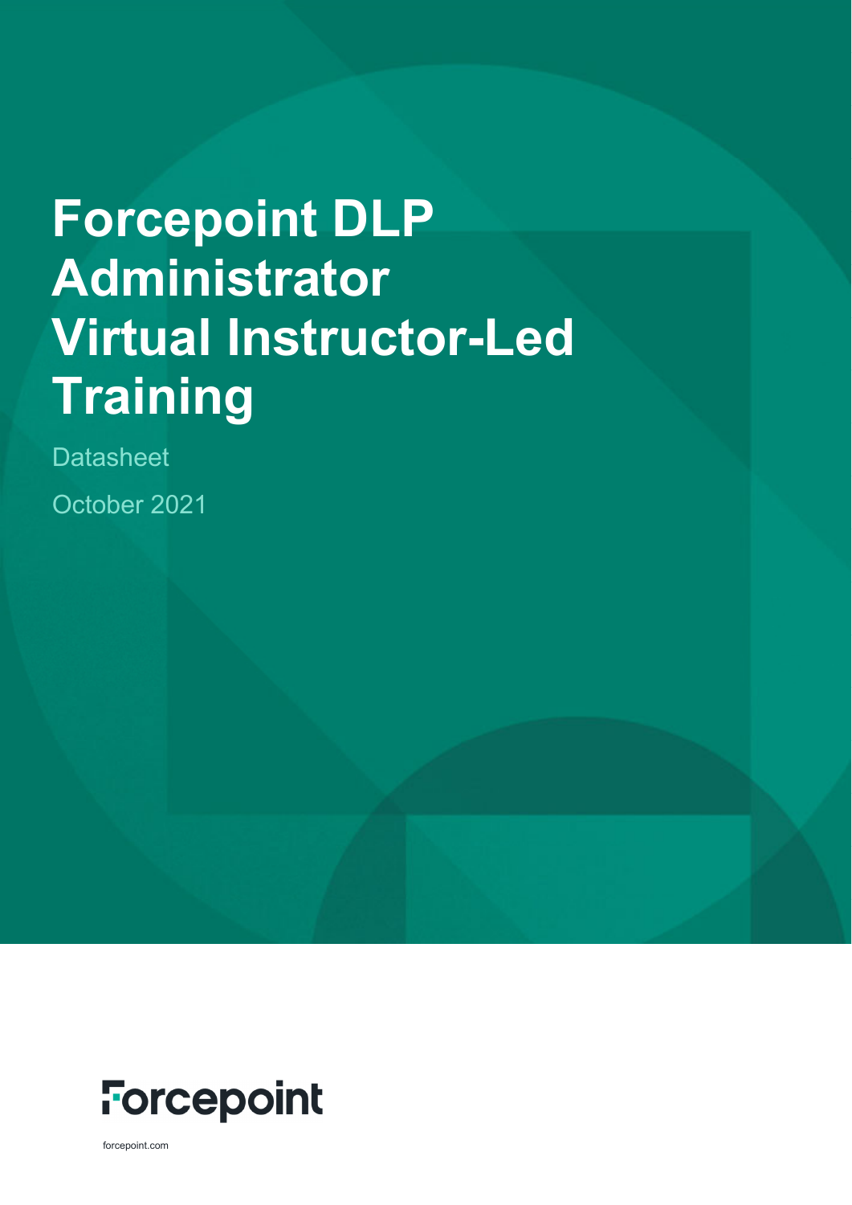# Forcepoint DLP Administrator Virtual Instructor-Led Training

Datasheet

October 2021

Forcepoint

forcepoint.com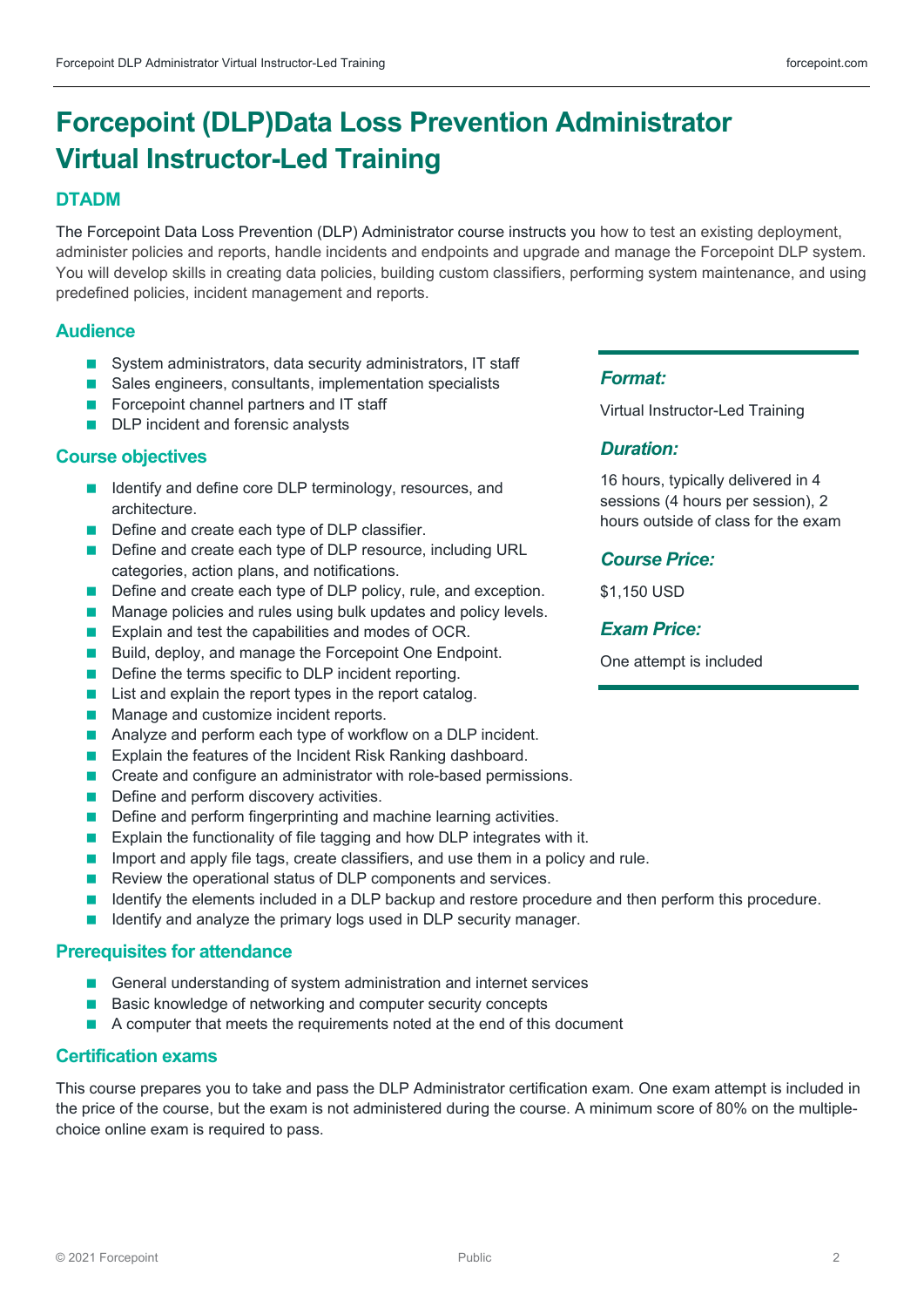# Forcepoint (DLP)Data Loss Prevention Administrator Virtual Instructor-Led Training

## DTADM

The Forcepoint Data Loss Prevention (DLP) Administrator course instructs you how to test an existing deployment, administer policies and reports, handle incidents and endpoints and upgrade and manage the Forcepoint DLP system. You will develop skills in creating data policies, building custom classifiers, performing system maintenance, and using predefined policies, incident management and reports.

### Audience

- System administrators, data security administrators, IT staff
- Sales engineers, consultants, implementation specialists
- Forcepoint channel partners and IT staff
- DLP incident and forensic analysts

### Course objectives

- Identify and define core DLP terminology, resources, and architecture.
- Define and create each type of DLP classifier.
- Define and create each type of DLP resource, including URL categories, action plans, and notifications.
- Define and create each type of DLP policy, rule, and exception.
- Manage policies and rules using bulk updates and policy levels.
- Explain and test the capabilities and modes of OCR.
- Build, deploy, and manage the Forcepoint One Endpoint.
- Define the terms specific to DLP incident reporting.
- List and explain the report types in the report catalog.
- Manage and customize incident reports.
- Analyze and perform each type of workflow on a DLP incident.
- Explain the features of the Incident Risk Ranking dashboard.
- Create and configure an administrator with role-based permissions.
- Define and perform discovery activities.
- Define and perform fingerprinting and machine learning activities.
- Explain the functionality of file tagging and how DLP integrates with it.
- Import and apply file tags, create classifiers, and use them in a policy and rule.
- Review the operational status of DLP components and services.
- Identify the elements included in a DLP backup and restore procedure and then perform this procedure.
- Identify and analyze the primary logs used in DLP security manager.

### *Format:*

Virtual Instructor-Led Training

### *Duration:*

16 hours, typically delivered in 4 sessions (4 hours per session), 2 hours outside of class for the exam

### *Course Price:*

$1,150 USD

### *Exam Price:*

One attempt is included

### Prerequisites for attendance

- General understanding of system administration and internet services
- Basic knowledge of networking and computer security concepts
- A computer that meets the requirements noted at the end of this document

### Certification exams

This course prepares you to take and pass the DLP Administrator certification exam. One exam attempt is included in the price of the course, but the exam is not administered during the course. A minimum score of 80% on the multiple-choice online exam is required to pass.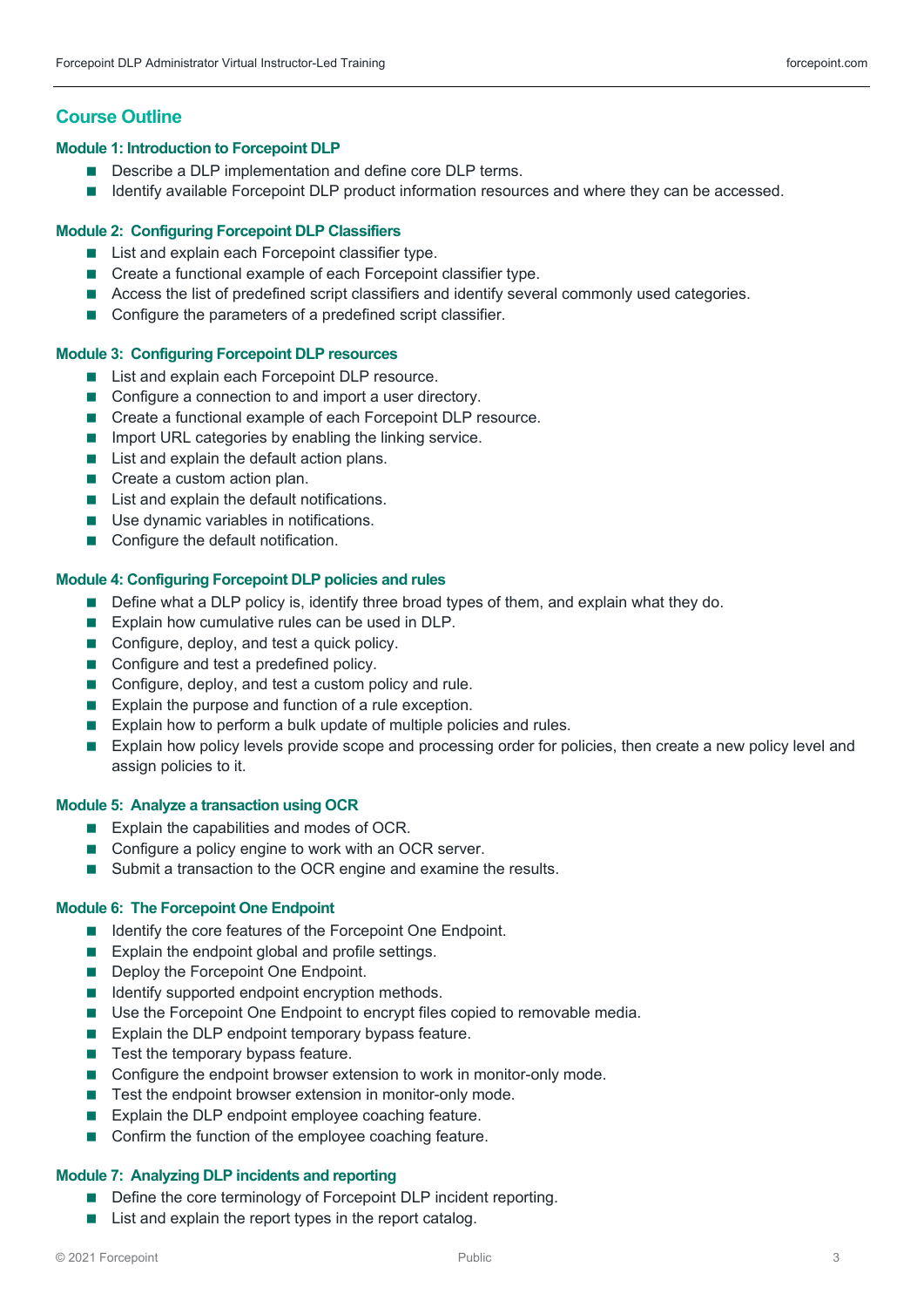## Course Outline

### Module 1: Introduction to Forcepoint DLP

- Describe a DLP implementation and define core DLP terms.
- Identify available Forcepoint DLP product information resources and where they can be accessed.

### Module 2: Configuring Forcepoint DLP Classifiers

- List and explain each Forcepoint classifier type.
- Create a functional example of each Forcepoint classifier type.
- Access the list of predefined script classifiers and identify several commonly used categories.
- Configure the parameters of a predefined script classifier.

### Module 3: Configuring Forcepoint DLP resources

- List and explain each Forcepoint DLP resource.
- Configure a connection to and import a user directory.
- Create a functional example of each Forcepoint DLP resource.
- Import URL categories by enabling the linking service.
- List and explain the default action plans.
- Create a custom action plan.
- List and explain the default notifications.
- Use dynamic variables in notifications.
- Configure the default notification.

### Module 4: Configuring Forcepoint DLP policies and rules

- Define what a DLP policy is, identify three broad types of them, and explain what they do.
- Explain how cumulative rules can be used in DLP.
- Configure, deploy, and test a quick policy.
- Configure and test a predefined policy.
- Configure, deploy, and test a custom policy and rule.
- Explain the purpose and function of a rule exception.
- Explain how to perform a bulk update of multiple policies and rules.
- Explain how policy levels provide scope and processing order for policies, then create a new policy level and assign policies to it.

### Module 5: Analyze a transaction using OCR

- Explain the capabilities and modes of OCR.
- Configure a policy engine to work with an OCR server.
- Submit a transaction to the OCR engine and examine the results.

### Module 6: The Forcepoint One Endpoint

- Identify the core features of the Forcepoint One Endpoint.
- Explain the endpoint global and profile settings.
- Deploy the Forcepoint One Endpoint.
- Identify supported endpoint encryption methods.
- Use the Forcepoint One Endpoint to encrypt files copied to removable media.
- Explain the DLP endpoint temporary bypass feature.
- Test the temporary bypass feature.
- Configure the endpoint browser extension to work in monitor-only mode.
- Test the endpoint browser extension in monitor-only mode.
- Explain the DLP endpoint employee coaching feature.
- Confirm the function of the employee coaching feature.

### Module 7: Analyzing DLP incidents and reporting

- Define the core terminology of Forcepoint DLP incident reporting.
- List and explain the report types in the report catalog.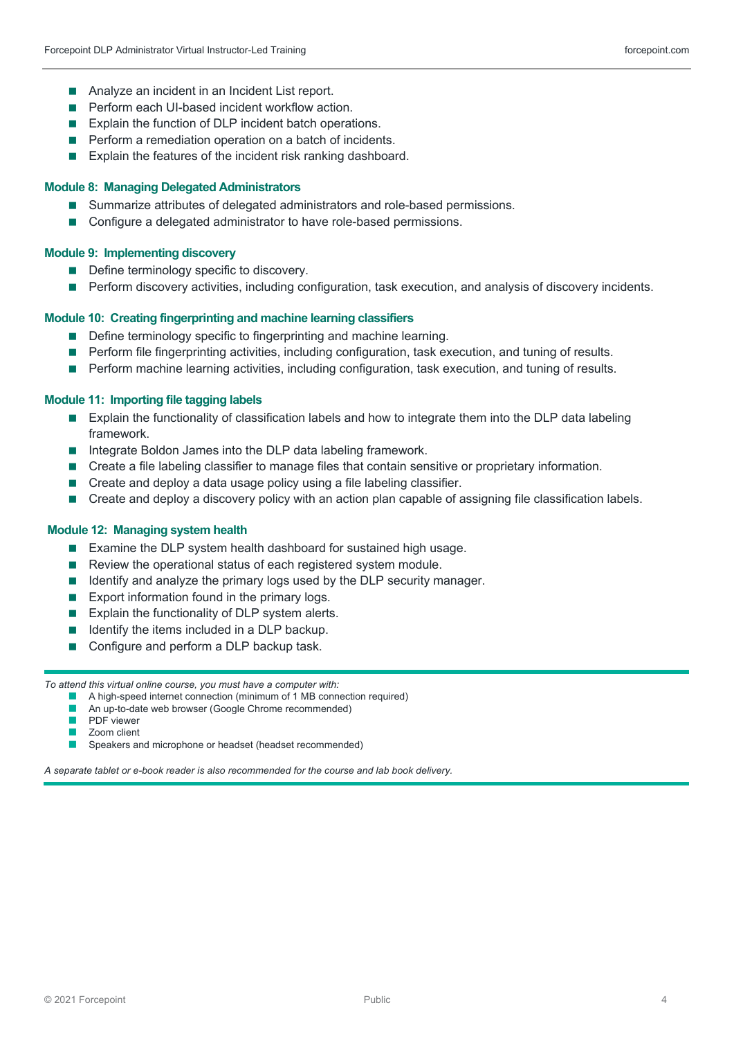- Analyze an incident in an Incident List report.
- Perform each UI-based incident workflow action.
- Explain the function of DLP incident batch operations.
- Perform a remediation operation on a batch of incidents.
- Explain the features of the incident risk ranking dashboard.

### Module 8: Managing Delegated Administrators

- Summarize attributes of delegated administrators and role-based permissions.
- Configure a delegated administrator to have role-based permissions.

### Module 9: Implementing discovery

- Define terminology specific to discovery.
- Perform discovery activities, including configuration, task execution, and analysis of discovery incidents.

### Module 10: Creating fingerprinting and machine learning classifiers

- Define terminology specific to fingerprinting and machine learning.
- Perform file fingerprinting activities, including configuration, task execution, and tuning of results.
- Perform machine learning activities, including configuration, task execution, and tuning of results.

### Module 11: Importing file tagging labels

- Explain the functionality of classification labels and how to integrate them into the DLP data labeling framework.
- Integrate Boldon James into the DLP data labeling framework.
- Create a file labeling classifier to manage files that contain sensitive or proprietary information.
- Create and deploy a data usage policy using a file labeling classifier.
- Create and deploy a discovery policy with an action plan capable of assigning file classification labels.

### Module 12: Managing system health

- Examine the DLP system health dashboard for sustained high usage.
- Review the operational status of each registered system module.
- Identify and analyze the primary logs used by the DLP security manager.
- Export information found in the primary logs.
- Explain the functionality of DLP system alerts.
- Identify the items included in a DLP backup.
- Configure and perform a DLP backup task.

---

*To attend this virtual online course, you must have a computer with:*

- A high-speed internet connection (minimum of 1 MB connection required)
- An up-to-date web browser (Google Chrome recommended)
- PDF viewer
- Zoom client
- Speakers and microphone or headset (headset recommended)

*A separate tablet or e-book reader is also recommended for the course and lab book delivery.*

---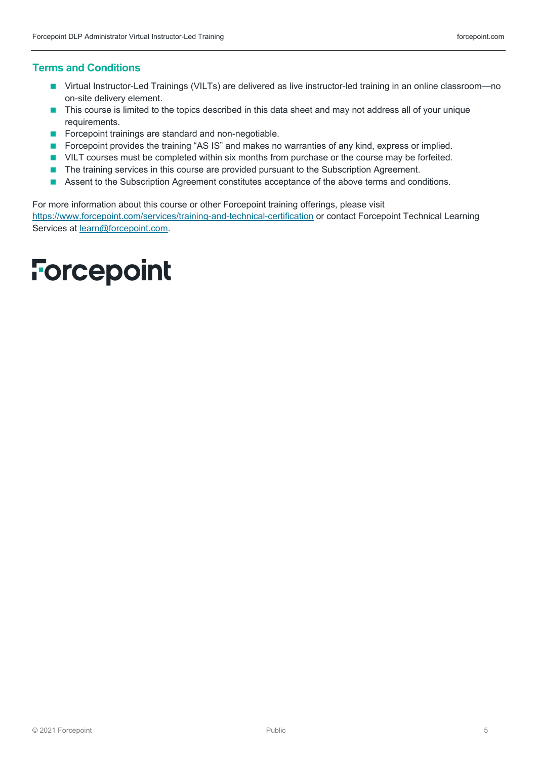## Terms and Conditions

- Virtual Instructor-Led Trainings (VILTs) are delivered as live instructor-led training in an online classroom—no on-site delivery element.
- This course is limited to the topics described in this data sheet and may not address all of your unique requirements.
- Forcepoint trainings are standard and non-negotiable.
- Forcepoint provides the training "AS IS" and makes no warranties of any kind, express or implied.
- VILT courses must be completed within six months from purchase or the course may be forfeited.
- The training services in this course are provided pursuant to the Subscription Agreement.
- Assent to the Subscription Agreement constitutes acceptance of the above terms and conditions.

For more information about this course or other Forcepoint training offerings, please visit https://www.forcepoint.com/services/training-and-technical-certification or contact Forcepoint Technical Learning Services at learn@forcepoint.com.

Forcepoint

© 2021 Forcepoint

Public